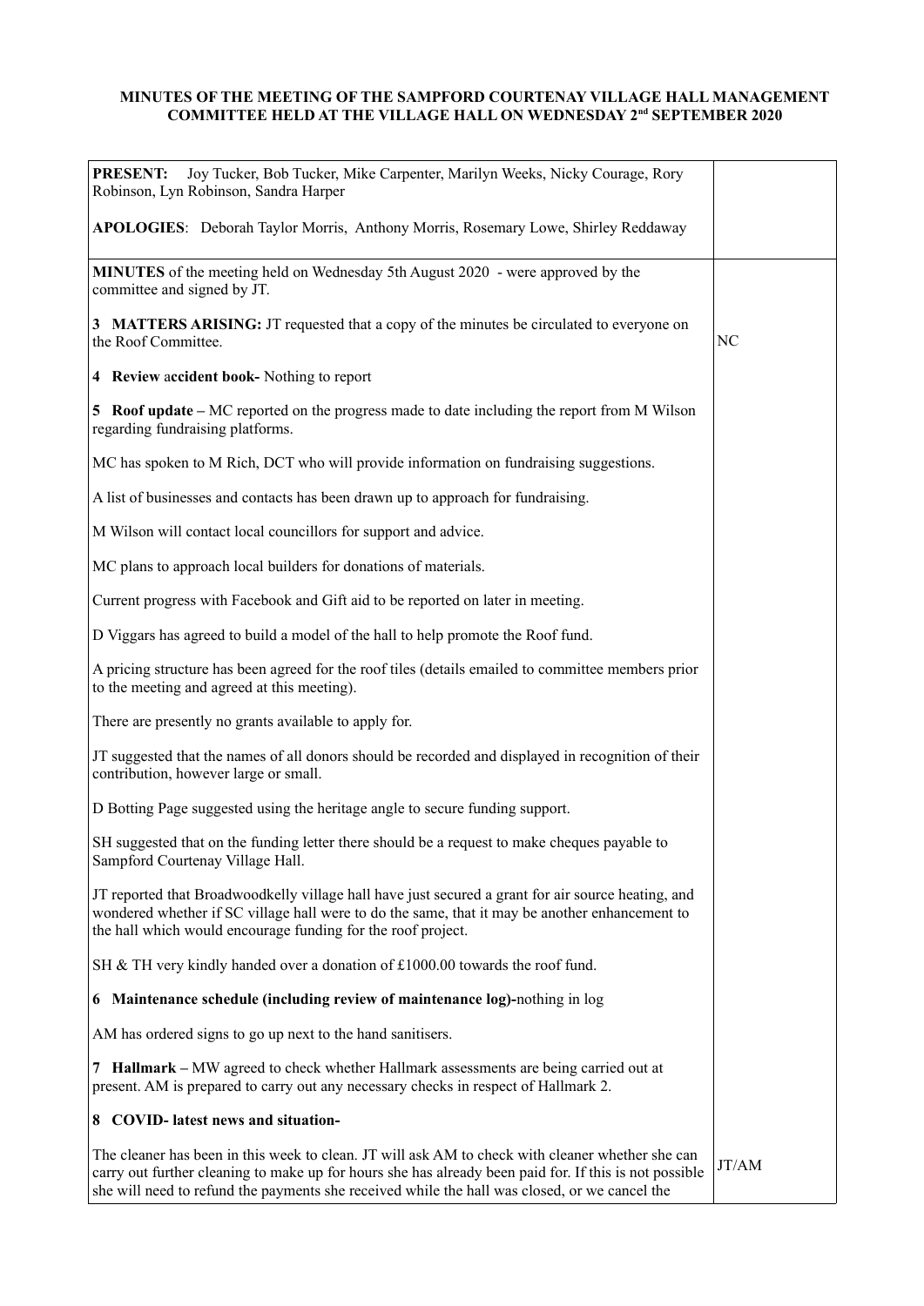**MINUTES OF THE MEETING OF THE SAMPFORD COURTENAY VILLAGE HALL MANAGEMENT COMMITTEE HELD AT THE VILLAGE HALL ON WEDNESDAY 2[nd] SEPTEMBER 2020**

| | |
|---|---|
| **PRESENT:** Joy Tucker, Bob Tucker, Mike Carpenter, Marilyn Weeks, Nicky Courage, Rory Robinson, Lyn Robinson, Sandra Harper<br><br>**APOLOGIES**: Deborah Taylor Morris, Anthony Morris, Rosemary Lowe, Shirley Reddaway | |
| **MINUTES** of the meeting held on Wednesday 5th August 2020 - were approved by the committee and signed by JT. | |
| **3 MATTERS ARISING:** JT requested that a copy of the minutes be circulated to everyone on the Roof Committee. | NC |
| **4 Review accident book-** Nothing to report | |
| **5 Roof update** – MC reported on the progress made to date including the report from M Wilson regarding fundraising platforms.<br><br>MC has spoken to M Rich, DCT who will provide information on fundraising suggestions.<br><br>A list of businesses and contacts has been drawn up to approach for fundraising.<br><br>M Wilson will contact local councillors for support and advice.<br><br>MC plans to approach local builders for donations of materials.<br><br>Current progress with Facebook and Gift aid to be reported on later in meeting.<br><br>D Viggars has agreed to build a model of the hall to help promote the Roof fund.<br><br>A pricing structure has been agreed for the roof tiles (details emailed to committee members prior to the meeting and agreed at this meeting).<br><br>There are presently no grants available to apply for.<br><br>JT suggested that the names of all donors should be recorded and displayed in recognition of their contribution, however large or small.<br><br>D Botting Page suggested using the heritage angle to secure funding support.<br><br>SH suggested that on the funding letter there should be a request to make cheques payable to Sampford Courtenay Village Hall.<br><br>JT reported that Broadwoodkelly village hall have just secured a grant for air source heating, and wondered whether if SC village hall were to do the same, that it may be another enhancement to the hall which would encourage funding for the roof project.<br><br>SH & TH very kindly handed over a donation of £1000.00 towards the roof fund. | |
| **6 Maintenance schedule (including review of maintenance log)-**nothing in log<br><br>AM has ordered signs to go up next to the hand sanitisers. | |
| **7 Hallmark** – MW agreed to check whether Hallmark assessments are being carried out at present. AM is prepared to carry out any necessary checks in respect of Hallmark 2. | |
| **8 COVID- latest news and situation-** | |
| The cleaner has been in this week to clean. JT will ask AM to check with cleaner whether she can carry out further cleaning to make up for hours she has already been paid for. If this is not possible she will need to refund the payments she received while the hall was closed, or we cancel the | JT/AM |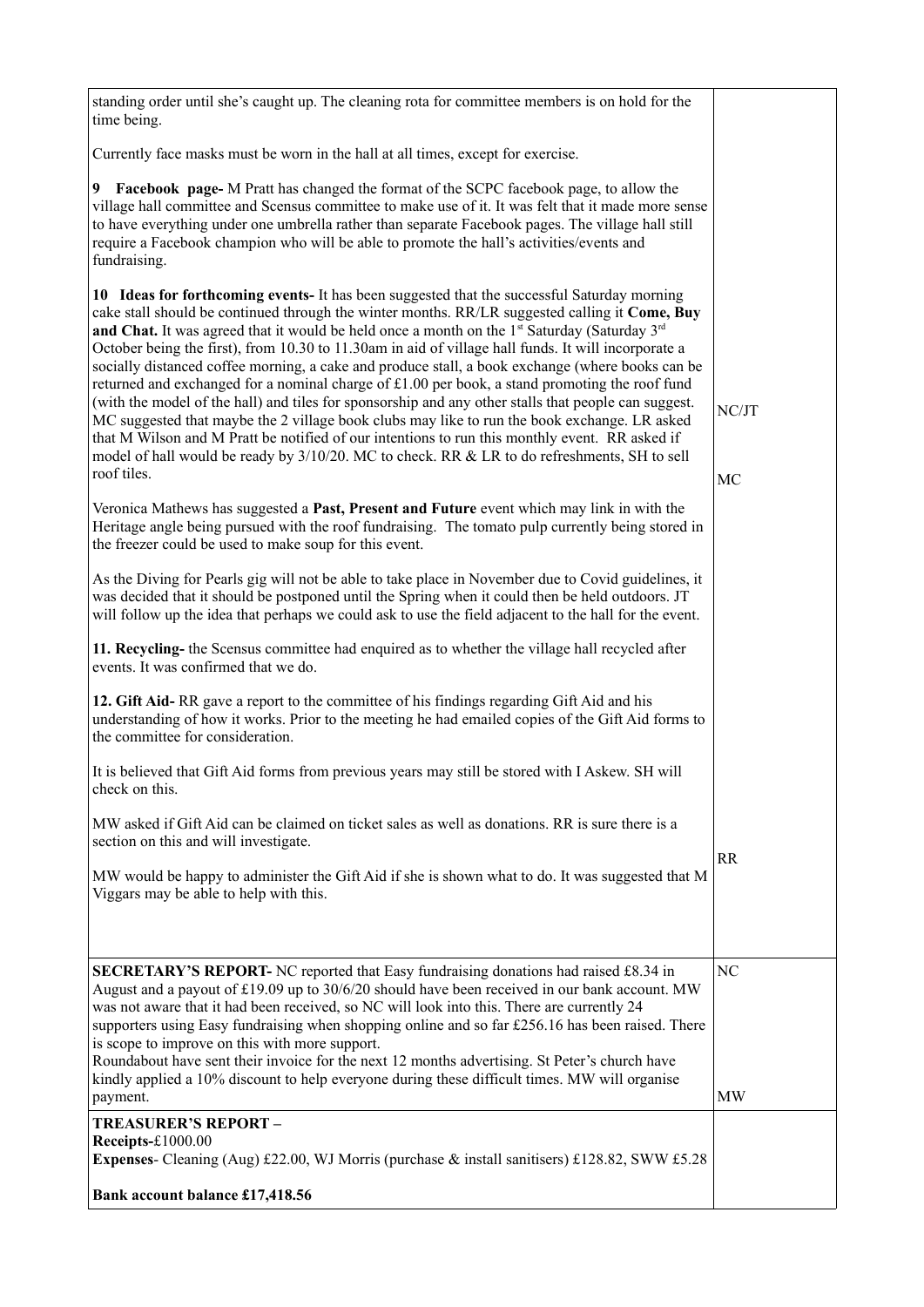| | |
|---|---|
| standing order until she's caught up. The cleaning rota for committee members is on hold for the time being.<br><br>Currently face masks must be worn in the hall at all times, except for exercise.<br><br>**9 Facebook page-** M Pratt has changed the format of the SCPC facebook page, to allow the village hall committee and Scensus committee to make use of it. It was felt that it made more sense to have everything under one umbrella rather than separate Facebook pages. The village hall still require a Facebook champion who will be able to promote the hall's activities/events and fundraising.<br><br>**10 Ideas for forthcoming events-** It has been suggested that the successful Saturday morning cake stall should be continued through the winter months. RR/LR suggested calling it **Come, Buy and Chat.** It was agreed that it would be held once a month on the 1st Saturday (Saturday 3rd October being the first), from 10.30 to 11.30am in aid of village hall funds. It will incorporate a socially distanced coffee morning, a cake and produce stall, a book exchange (where books can be returned and exchanged for a nominal charge of £1.00 per book, a stand promoting the roof fund (with the model of the hall) and tiles for sponsorship and any other stalls that people can suggest. MC suggested that maybe the 2 village book clubs may like to run the book exchange. LR asked that M Wilson and M Pratt be notified of our intentions to run this monthly event. RR asked if model of hall would be ready by 3/10/20. MC to check. RR & LR to do refreshments, SH to sell roof tiles.<br><br>Veronica Mathews has suggested a **Past, Present and Future** event which may link in with the Heritage angle being pursued with the roof fundraising. The tomato pulp currently being stored in the freezer could be used to make soup for this event.<br><br>As the Diving for Pearls gig will not be able to take place in November due to Covid guidelines, it was decided that it should be postponed until the Spring when it could then be held outdoors. JT will follow up the idea that perhaps we could ask to use the field adjacent to the hall for the event.<br><br>**11. Recycling-** the Scensus committee had enquired as to whether the village hall recycled after events. It was confirmed that we do.<br><br>**12. Gift Aid-** RR gave a report to the committee of his findings regarding Gift Aid and his understanding of how it works. Prior to the meeting he had emailed copies of the Gift Aid forms to the committee for consideration.<br><br>It is believed that Gift Aid forms from previous years may still be stored with I Askew. SH will check on this.<br><br>MW asked if Gift Aid can be claimed on ticket sales as well as donations. RR is sure there is a section on this and will investigate.<br><br>MW would be happy to administer the Gift Aid if she is shown what to do. It was suggested that M Viggars may be able to help with this. | NC/JT<br><br>MC<br><br>RR |
| **SECRETARY'S REPORT-** NC reported that Easy fundraising donations had raised £8.34 in August and a payout of £19.09 up to 30/6/20 should have been received in our bank account. MW was not aware that it had been received, so NC will look into this. There are currently 24 supporters using Easy fundraising when shopping online and so far £256.16 has been raised. There is scope to improve on this with more support.<br>Roundabout have sent their invoice for the next 12 months advertising. St Peter's church have kindly applied a 10% discount to help everyone during these difficult times. MW will organise payment. | NC<br><br>MW |
| **TREASURER'S REPORT –**<br>**Receipts-**£1000.00<br>**Expenses**- Cleaning (Aug) £22.00, WJ Morris (purchase & install sanitisers) £128.82, SWW £5.28<br><br>**Bank account balance £17,418.56** | |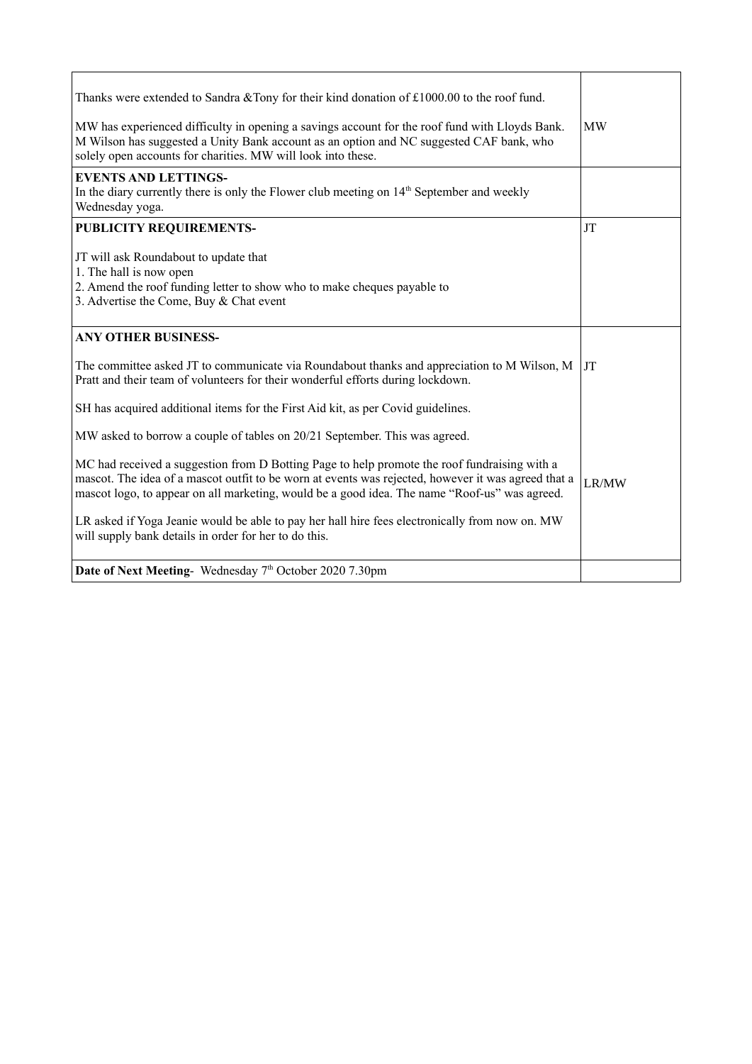| | |
|---|---|
| Thanks were extended to Sandra &Tony for their kind donation of £1000.00 to the roof fund.<br><br>MW has experienced difficulty in opening a savings account for the roof fund with Lloyds Bank. M Wilson has suggested a Unity Bank account as an option and NC suggested CAF bank, who solely open accounts for charities. MW will look into these. | MW |
| **EVENTS AND LETTINGS-**<br>In the diary currently there is only the Flower club meeting on 14th September and weekly Wednesday yoga. | |
| **PUBLICITY REQUIREMENTS-**<br><br>JT will ask Roundabout to update that<br>1. The hall is now open<br>2. Amend the roof funding letter to show who to make cheques payable to<br>3. Advertise the Come, Buy & Chat event | JT |
| **ANY OTHER BUSINESS-**<br><br>The committee asked JT to communicate via Roundabout thanks and appreciation to M Wilson, M Pratt and their team of volunteers for their wonderful efforts during lockdown.<br><br>SH has acquired additional items for the First Aid kit, as per Covid guidelines.<br><br>MW asked to borrow a couple of tables on 20/21 September. This was agreed.<br><br>MC had received a suggestion from D Botting Page to help promote the roof fundraising with a mascot. The idea of a mascot outfit to be worn at events was rejected, however it was agreed that a mascot logo, to appear on all marketing, would be a good idea. The name "Roof-us" was agreed.<br><br>LR asked if Yoga Jeanie would be able to pay her hall hire fees electronically from now on. MW will supply bank details in order for her to do this. | JT<br><br><br><br><br><br>LR/MW |
| **Date of Next Meeting**- Wednesday 7th October 2020 7.30pm | |